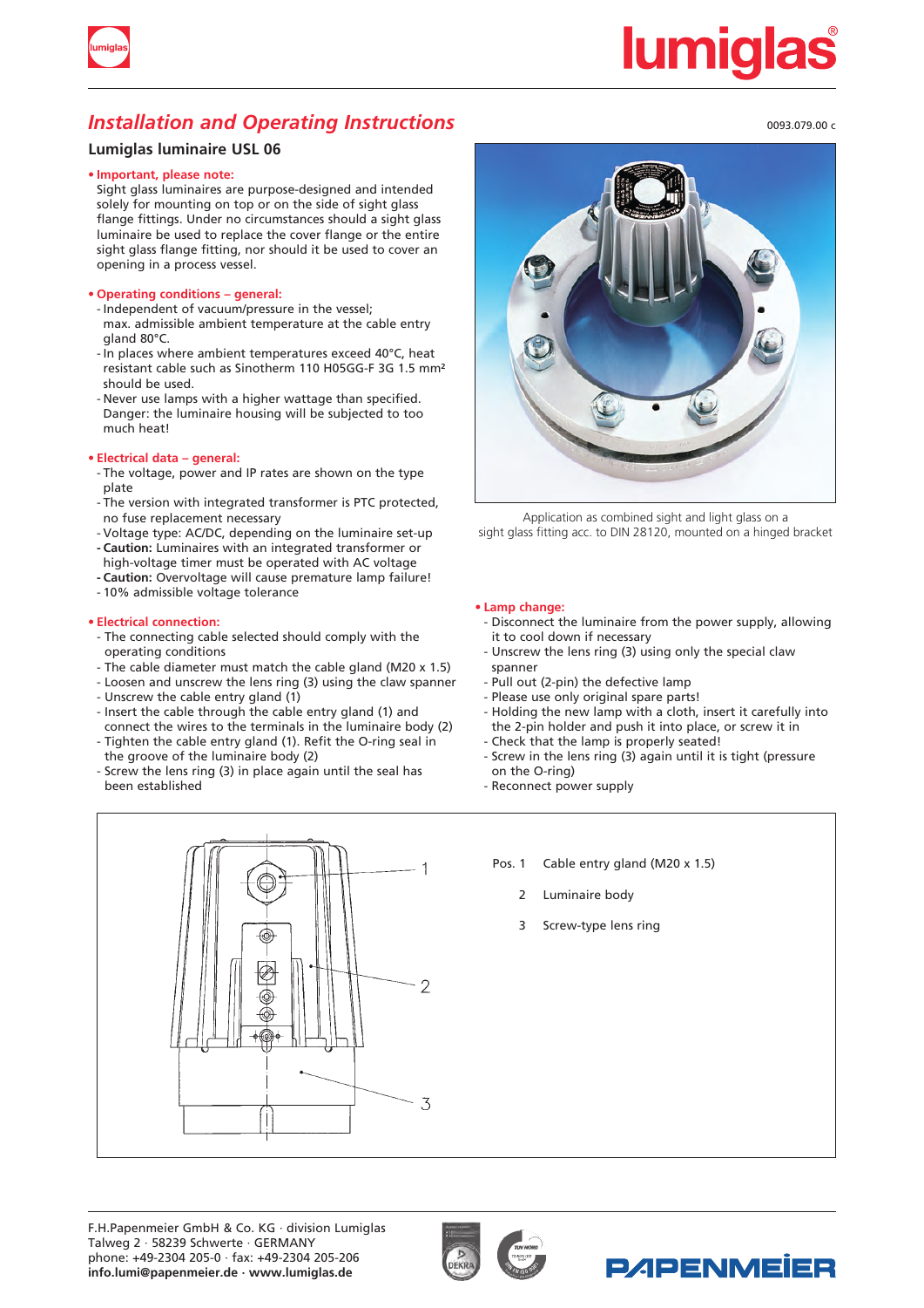# Installation and Operating Instructions

0093.079.00 c

## Lumiglas luminaire USL 06

**• Important, please note:**

Sight glass luminaires are purpose-designed and intended solely for mounting on top or on the side of sight glass flange fittings. Under no circumstances should a sight glass luminaire be used to replace the cover flange or the entire sight glass flange fitting, nor should it be used to cover an opening in a process vessel.

**• Operating conditions – general:**

- Independent of vacuum/pressure in the vessel; max. admissible ambient temperature at the cable entry gland 80°C.
- In places where ambient temperatures exceed 40°C, heat resistant cable such as Sinotherm 110 H05GG-F 3G 1.5 mm² should be used.
- Never use lamps with a higher wattage than specified. Danger: the luminaire housing will be subjected to too much heat!

**• Electrical data – general:**

- The voltage, power and IP rates are shown on the type plate
- The version with integrated transformer is PTC protected, no fuse replacement necessary
- Voltage type: AC/DC, depending on the luminaire set-up
- **Caution:** Luminaires with an integrated transformer or high-voltage timer must be operated with AC voltage
- **Caution:** Overvoltage will cause premature lamp failure!
- 10% admissible voltage tolerance

**• Electrical connection:**

- The connecting cable selected should comply with the operating conditions
- The cable diameter must match the cable gland (M20 x 1.5)
- Loosen and unscrew the lens ring (3) using the claw spanner
- Unscrew the cable entry gland (1)
- Insert the cable through the cable entry gland (1) and connect the wires to the terminals in the luminaire body (2)
- Tighten the cable entry gland (1). Refit the O-ring seal in the groove of the luminaire body (2)
- Screw the lens ring (3) in place again until the seal has been established

Application as combined sight and light glass on a sight glass fitting acc. to DIN 28120, mounted on a hinged bracket

**• Lamp change:**

- Disconnect the luminaire from the power supply, allowing it to cool down if necessary
- Unscrew the lens ring (3) using only the special claw spanner
- Pull out (2-pin) the defective lamp
- Please use only original spare parts!
- Holding the new lamp with a cloth, insert it carefully into the 2-pin holder and push it into place, or screw it in
- Check that the lamp is properly seated!
- Screw in the lens ring (3) again until it is tight (pressure on the O-ring)
- Reconnect power supply

| Pos. | |
|---|---|
| 1 | Cable entry gland (M20 x 1.5) |
| 2 | Luminaire body |
| 3 | Screw-type lens ring |

F.H.Papenmeier GmbH & Co. KG · division Lumiglas
Talweg 2 · 58239 Schwerte · GERMANY
phone: +49-2304 205-0 · fax: +49-2304 205-206
**info.lumi@papenmeier.de · www.lumiglas.de**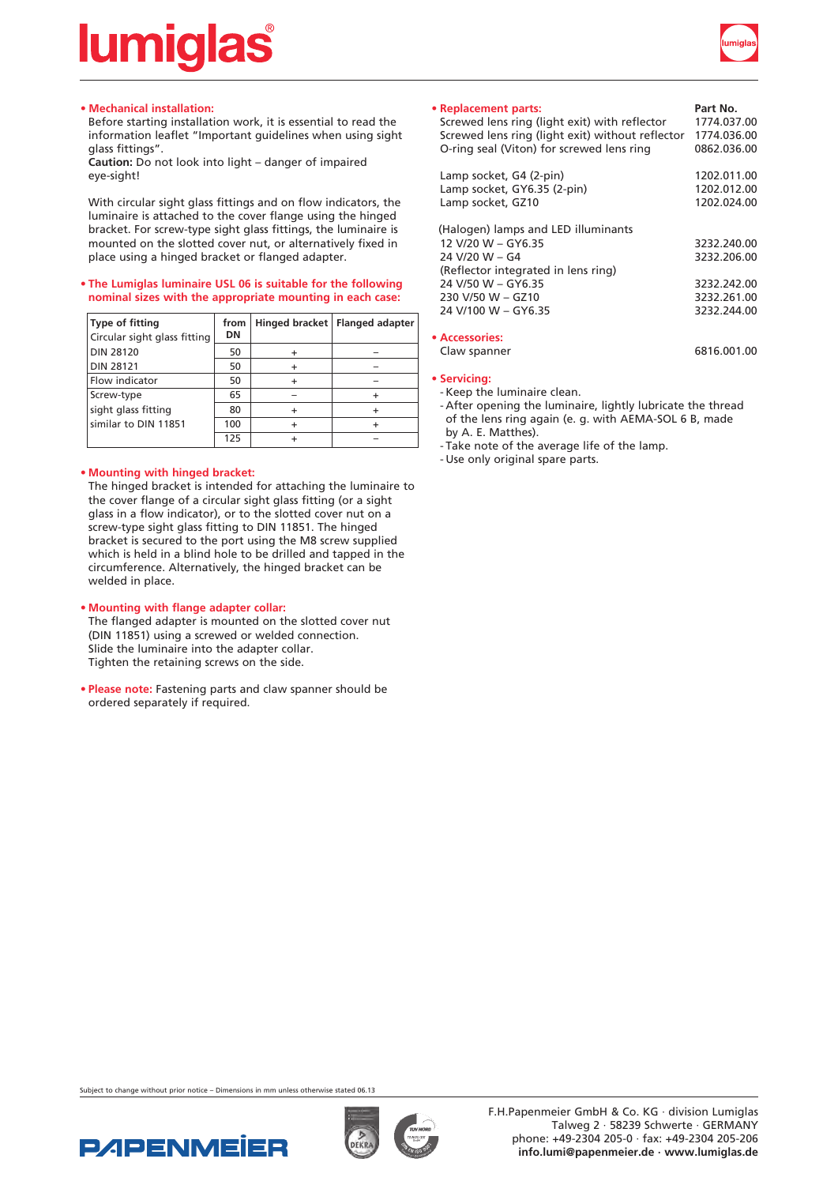- **Mechanical installation:**

  Before starting installation work, it is essential to read the information leaflet "Important guidelines when using sight glass fittings".
  **Caution:** Do not look into light – danger of impaired eye-sight!

  With circular sight glass fittings and on flow indicators, the luminaire is attached to the cover flange using the hinged bracket. For screw-type sight glass fittings, the luminaire is mounted on the slotted cover nut, or alternatively fixed in place using a hinged bracket or flanged adapter.

- **The Lumiglas luminaire USL 06 is suitable for the following nominal sizes with the appropriate mounting in each case:**

| Type of fitting | from DN | Hinged bracket | Flanged adapter |
|---|---|---|---|
| Circular sight glass fitting | | | |
| DIN 28120 | 50 | + | – |
| DIN 28121 | 50 | + | – |
| Flow indicator | 50 | + | – |
| Screw-type | 65 | – | + |
| sight glass fitting | 80 | + | + |
| similar to DIN 11851 | 100 | + | + |
| | 125 | + | – |

- **Mounting with hinged bracket:**

  The hinged bracket is intended for attaching the luminaire to the cover flange of a circular sight glass fitting (or a sight glass in a flow indicator), or to the slotted cover nut on a screw-type sight glass fitting to DIN 11851. The hinged bracket is secured to the port using the M8 screw supplied which is held in a blind hole to be drilled and tapped in the circumference. Alternatively, the hinged bracket can be welded in place.

- **Mounting with flange adapter collar:**

  The flanged adapter is mounted on the slotted cover nut (DIN 11851) using a screwed or welded connection.
  Slide the luminaire into the adapter collar.
  Tighten the retaining screws on the side.

- **Please note:** Fastening parts and claw spanner should be ordered separately if required.

- **Replacement parts:**

| | Part No. |
|---|---|
| Screwed lens ring (light exit) with reflector | 1774.037.00 |
| Screwed lens ring (light exit) without reflector | 1774.036.00 |
| O-ring seal (Viton) for screwed lens ring | 0862.036.00 |
| Lamp socket, G4 (2-pin) | 1202.011.00 |
| Lamp socket, GY6.35 (2-pin) | 1202.012.00 |
| Lamp socket, GZ10 | 1202.024.00 |
| (Halogen) lamps and LED illuminants | |
| 12 V/20 W – GY6.35 | 3232.240.00 |
| 24 V/20 W – G4 | 3232.206.00 |
| (Reflector integrated in lens ring) | |
| 24 V/50 W – GY6.35 | 3232.242.00 |
| 230 V/50 W – GZ10 | 3232.261.00 |
| 24 V/100 W – GY6.35 | 3232.244.00 |

- **Accessories:**

  Claw spanner 6816.001.00

- **Servicing:**
  - Keep the luminaire clean.
  - After opening the luminaire, lightly lubricate the thread of the lens ring again (e. g. with AEMA-SOL 6 B, made by A. E. Matthes).
  - Take note of the average life of the lamp.
  - Use only original spare parts.

Subject to change without prior notice – Dimensions in mm unless otherwise stated 06.13

F.H.Papenmeier GmbH & Co. KG · division Lumiglas
Talweg 2 · 58239 Schwerte · GERMANY
phone: +49-2304 205-0 · fax: +49-2304 205-206
**info.lumi@papenmeier.de · www.lumiglas.de**